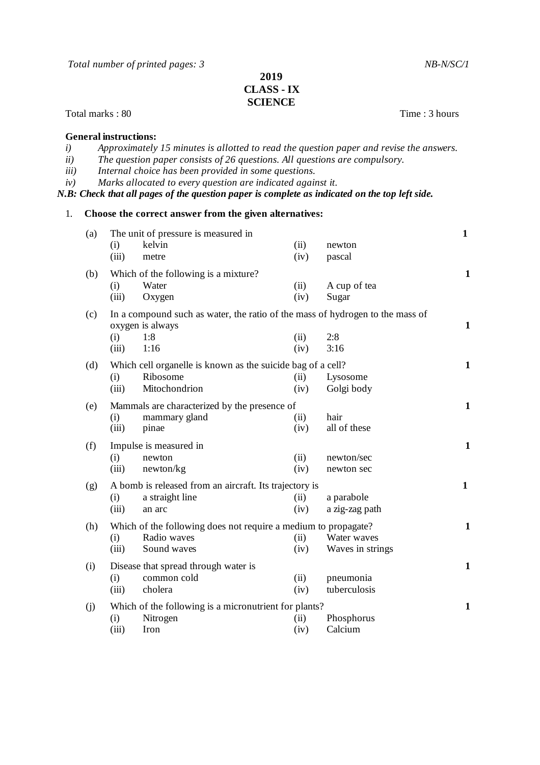*Total number of printed pages: 3* *NB-N/SC/1*

**2019**
**CLASS - IX**
**SCIENCE**

Total marks : 80 Time : 3 hours

**General instructions:**

*i) Approximately 15 minutes is allotted to read the question paper and revise the answers.*
*ii) The question paper consists of 26 questions. All questions are compulsory.*
*iii) Internal choice has been provided in some questions.*
*iv) Marks allocated to every question are indicated against it.*

***N.B: Check that all pages of the question paper is complete as indicated on the top left side.***

1. **Choose the correct answer from the given alternatives:**

(a) The unit of pressure is measured in **1**
- (i) kelvin
- (ii) newton
- (iii) metre
- (iv) pascal

(b) Which of the following is a mixture? **1**
- (i) Water
- (ii) A cup of tea
- (iii) Oxygen
- (iv) Sugar

(c) In a compound such as water, the ratio of the mass of hydrogen to the mass of oxygen is always **1**
- (i) 1:8
- (ii) 2:8
- (iii) 1:16
- (iv) 3:16

(d) Which cell organelle is known as the suicide bag of a cell? **1**
- (i) Ribosome
- (ii) Lysosome
- (iii) Mitochondrion
- (iv) Golgi body

(e) Mammals are characterized by the presence of **1**
- (i) mammary gland
- (ii) hair
- (iii) pinae
- (iv) all of these

(f) Impulse is measured in **1**
- (i) newton
- (ii) newton/sec
- (iii) newton/kg
- (iv) newton sec

(g) A bomb is released from an aircraft. Its trajectory is **1**
- (i) a straight line
- (ii) a parabole
- (iii) an arc
- (iv) a zig-zag path

(h) Which of the following does not require a medium to propagate? **1**
- (i) Radio waves
- (ii) Water waves
- (iii) Sound waves
- (iv) Waves in strings

(i) Disease that spread through water is **1**
- (i) common cold
- (ii) pneumonia
- (iii) cholera
- (iv) tuberculosis

(j) Which of the following is a micronutrient for plants? **1**
- (i) Nitrogen
- (ii) Phosphorus
- (iii) Iron
- (iv) Calcium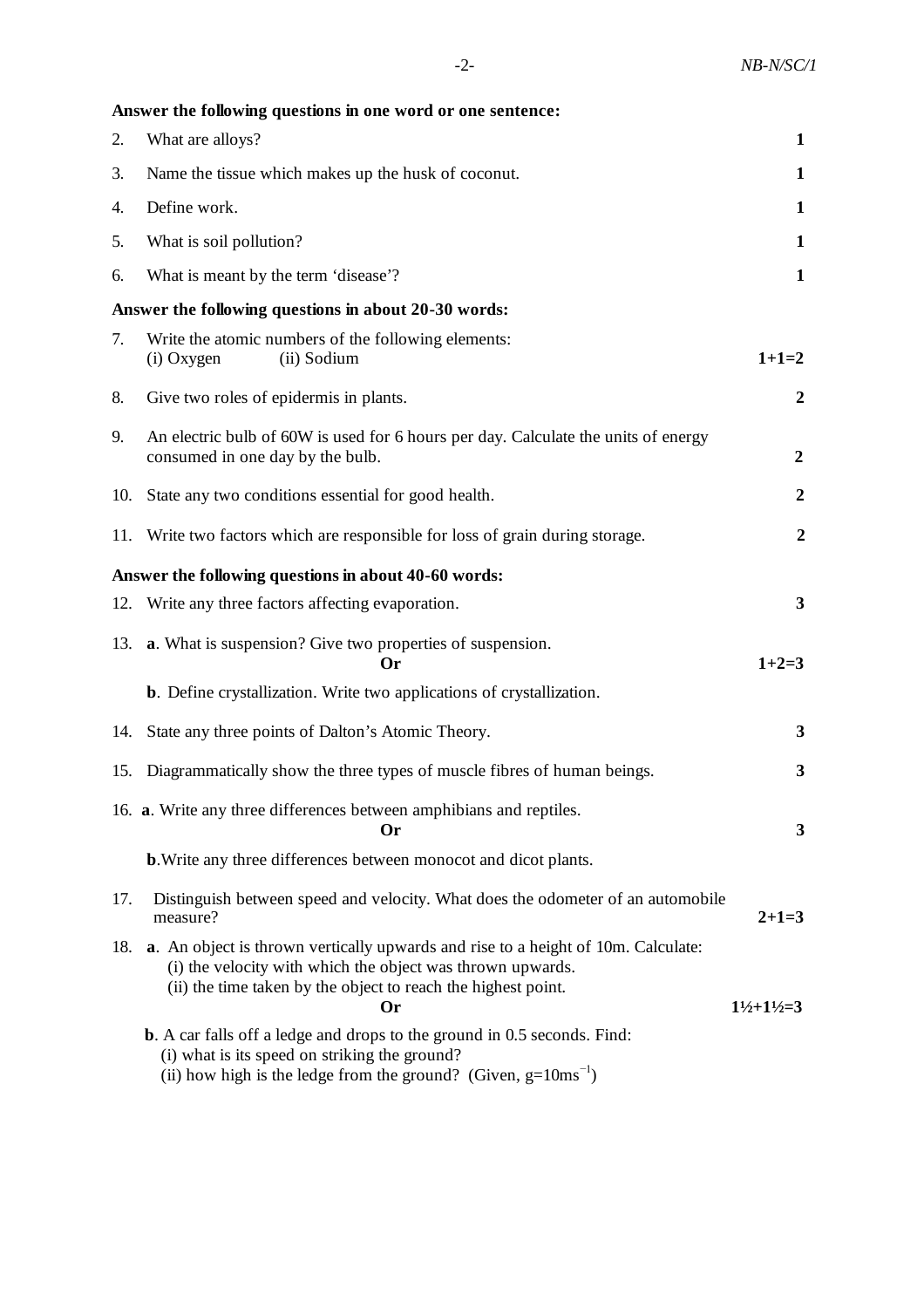**Answer the following questions in one word or one sentence:**

2. What are alloys? **1**

3. Name the tissue which makes up the husk of coconut. **1**

4. Define work. **1**

5. What is soil pollution? **1**

6. What is meant by the term 'disease'? **1**

**Answer the following questions in about 20-30 words:**

7. Write the atomic numbers of the following elements:
   (i) Oxygen (ii) Sodium **1+1=2**

8. Give two roles of epidermis in plants. **2**

9. An electric bulb of 60W is used for 6 hours per day. Calculate the units of energy consumed in one day by the bulb. **2**

10. State any two conditions essential for good health. **2**

11. Write two factors which are responsible for loss of grain during storage. **2**

**Answer the following questions in about 40-60 words:**

12. Write any three factors affecting evaporation. **3**

13. **a**. What is suspension? Give two properties of suspension.

    **Or** **1+2=3**

    **b**. Define crystallization. Write two applications of crystallization.

14. State any three points of Dalton's Atomic Theory. **3**

15. Diagrammatically show the three types of muscle fibres of human beings. **3**

16. **a**. Write any three differences between amphibians and reptiles.

    **Or** **3**

    **b**. Write any three differences between monocot and dicot plants.

17. Distinguish between speed and velocity. What does the odometer of an automobile measure? **2+1=3**

18. **a**. An object is thrown vertically upwards and rise to a height of 10m. Calculate:
    (i) the velocity with which the object was thrown upwards.
    (ii) the time taken by the object to reach the highest point.

    **Or** **1½+1½=3**

    **b**. A car falls off a ledge and drops to the ground in 0.5 seconds. Find:
    (i) what is its speed on striking the ground?
    (ii) how high is the ledge from the ground? (Given, $g=10ms^{-1}$)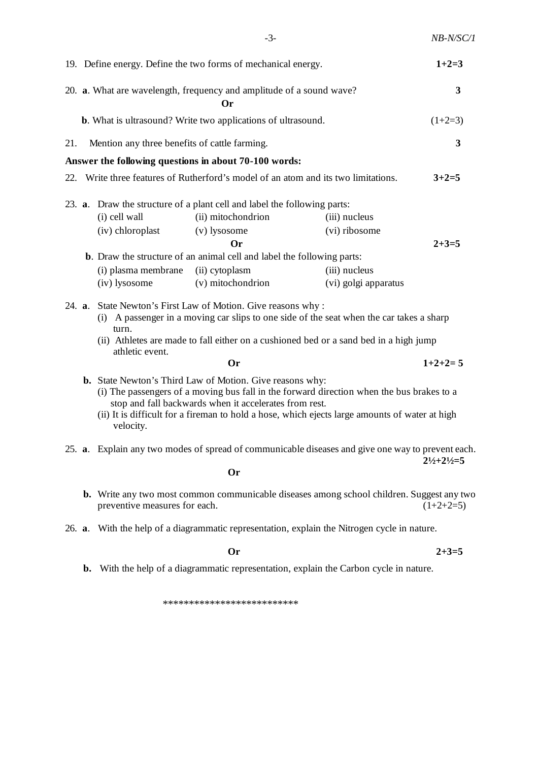19. Define energy. Define the two forms of mechanical energy. **1+2=3**

20. **a**. What are wavelength, frequency and amplitude of a sound wave? **3**

**Or**

**b**. What is ultrasound? Write two applications of ultrasound. (1+2=3)

21. Mention any three benefits of cattle farming. **3**

**Answer the following questions in about 70-100 words:**

22. Write three features of Rutherford's model of an atom and its two limitations. **3+2=5**

23. **a**. Draw the structure of a plant cell and label the following parts:

| | | |
|---|---|---|
| (i) cell wall | (ii) mitochondrion | (iii) nucleus |
| (iv) chloroplast | (v) lysosome | (vi) ribosome |

**Or** **2+3=5**

**b**. Draw the structure of an animal cell and label the following parts:

| | | |
|---|---|---|
| (i) plasma membrane | (ii) cytoplasm | (iii) nucleus |
| (iv) lysosome | (v) mitochondrion | (vi) golgi apparatus |

24. **a**. State Newton's First Law of Motion. Give reasons why :
    (i) A passenger in a moving car slips to one side of the seat when the car takes a sharp turn.
    (ii) Athletes are made to fall either on a cushioned bed or a sand bed in a high jump athletic event.

**Or** **1+2+2= 5**

**b.** State Newton's Third Law of Motion. Give reasons why:
    (i) The passengers of a moving bus fall in the forward direction when the bus brakes to a stop and fall backwards when it accelerates from rest.
    (ii) It is difficult for a fireman to hold a hose, which ejects large amounts of water at high velocity.

25. **a**. Explain any two modes of spread of communicable diseases and give one way to prevent each. **2½+2½=5**

**Or**

**b.** Write any two most common communicable diseases among school children. Suggest any two preventive measures for each. (1+2+2=5)

26. **a**. With the help of a diagrammatic representation, explain the Nitrogen cycle in nature.

**Or** **2+3=5**

**b.** With the help of a diagrammatic representation, explain the Carbon cycle in nature.

**************************